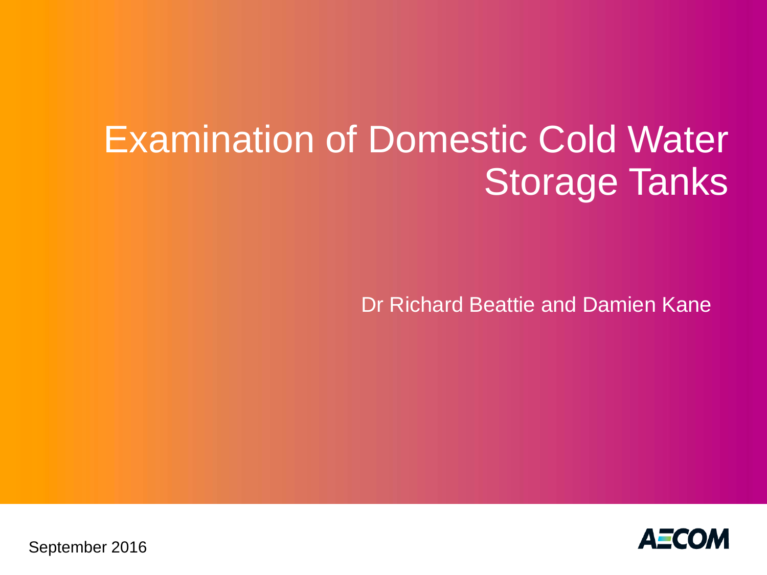# Examination of Domestic Cold Water Storage Tanks

Dr Richard Beattie and Damien Kane

September 2016

AECOM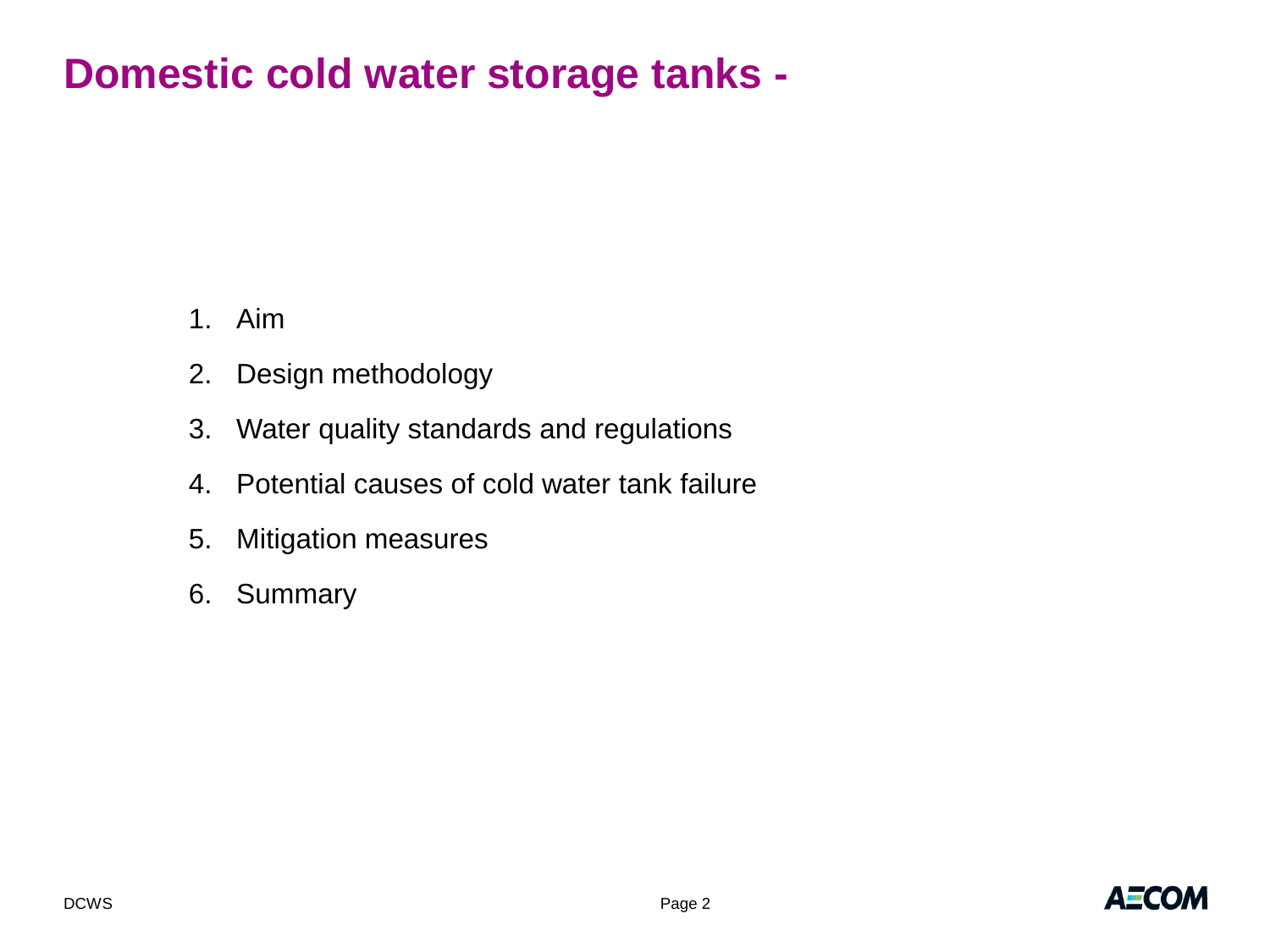# Domestic cold water storage tanks -

1. Aim
2. Design methodology
3. Water quality standards and regulations
4. Potential causes of cold water tank failure
5. Mitigation measures
6. Summary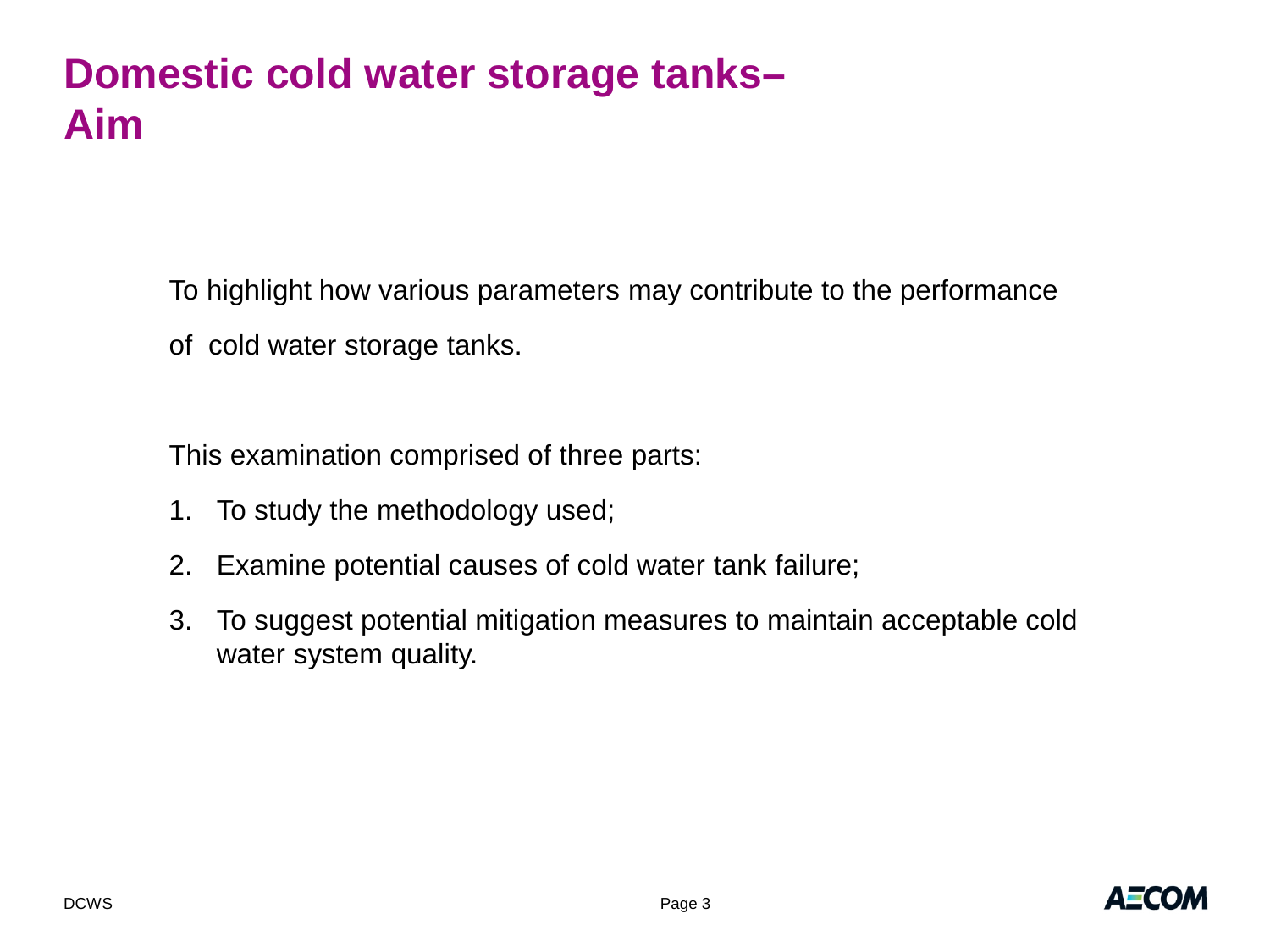# Domestic cold water storage tanks– Aim

To highlight how various parameters may contribute to the performance of  cold water storage tanks.

This examination comprised of three parts:

1. To study the methodology used;
2. Examine potential causes of cold water tank failure;
3. To suggest potential mitigation measures to maintain acceptable cold water system quality.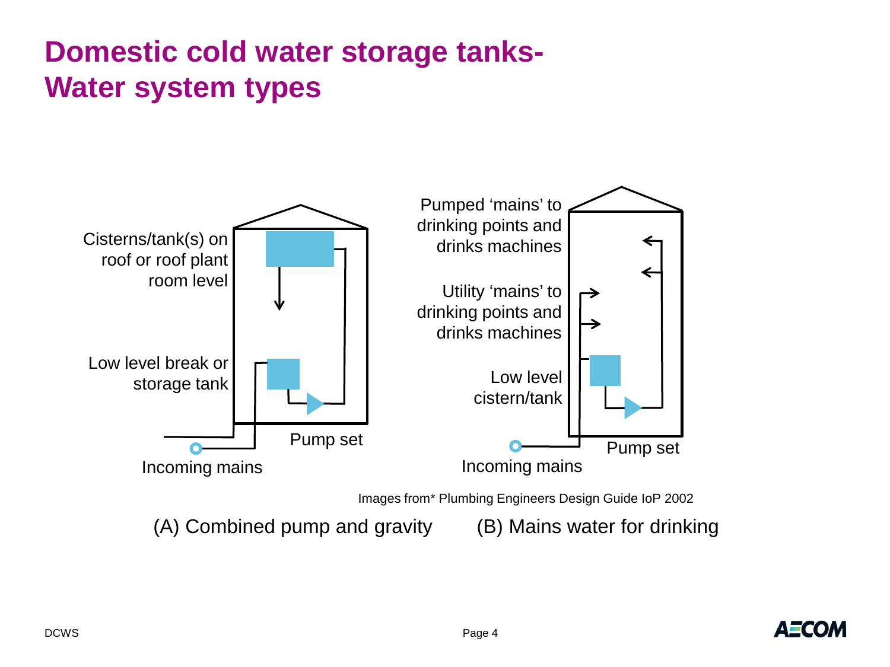# Domestic cold water storage tanks- Water system types

Cisterns/tank(s) on roof or roof plant room level

Low level break or storage tank

Pump set

Incoming mains

Pumped 'mains' to drinking points and drinks machines

Utility 'mains' to drinking points and drinks machines

Low level cistern/tank

Pump set

Incoming mains

Images from* Plumbing Engineers Design Guide IoP 2002

(A) Combined pump and gravity (B) Mains water for drinking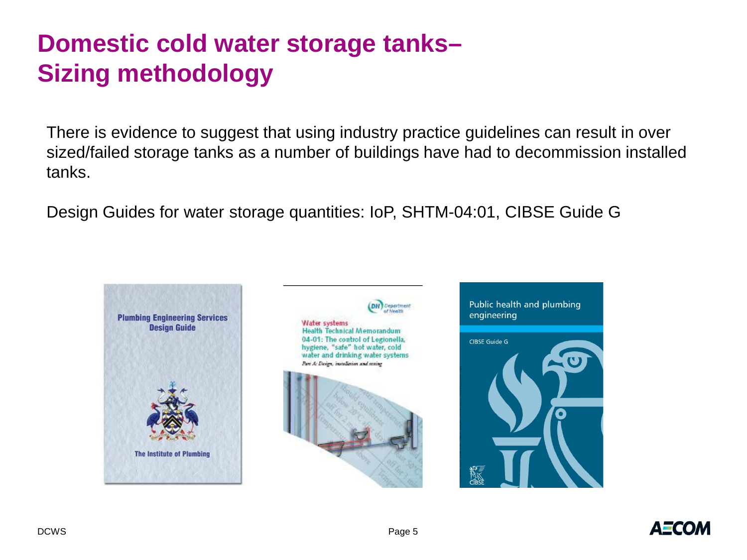# Domestic cold water storage tanks– Sizing methodology

There is evidence to suggest that using industry practice guidelines can result in over sized/failed storage tanks as a number of buildings have had to decommission installed tanks.

Design Guides for water storage quantities: IoP, SHTM-04:01, CIBSE Guide G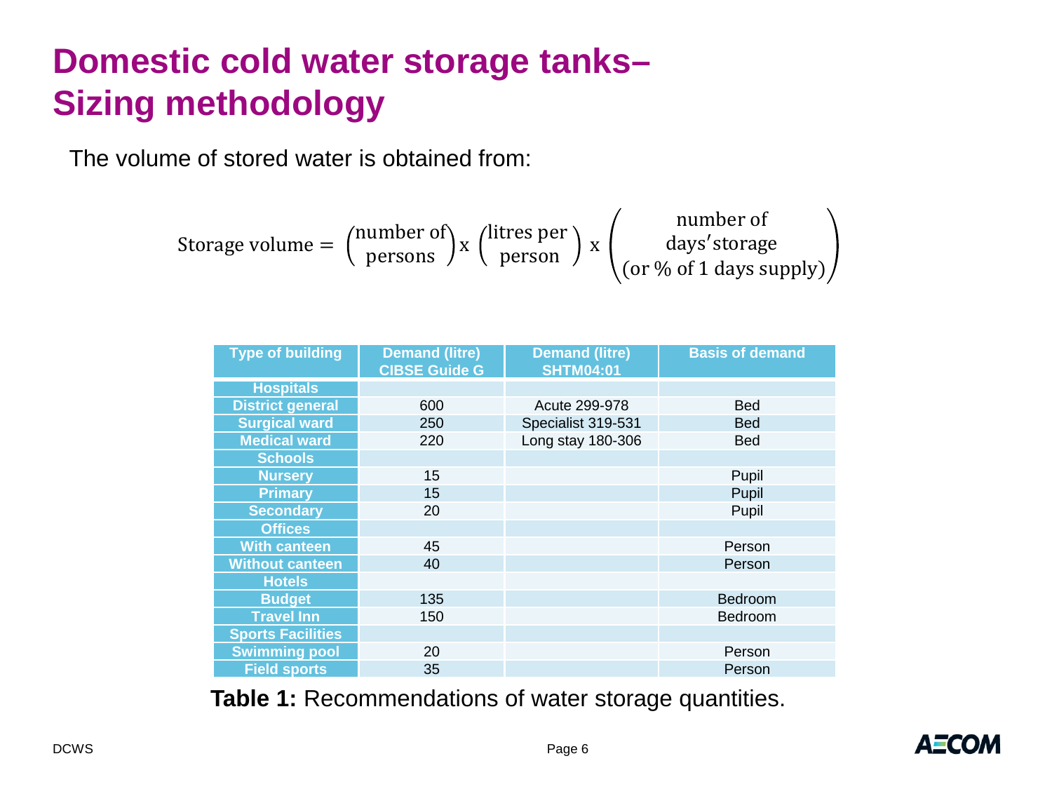# Domestic cold water storage tanks– Sizing methodology

The volume of stored water is obtained from:

$$\text{Storage volume} = \begin{pmatrix}\text{number of}\\ \text{persons}\end{pmatrix} \text{x} \begin{pmatrix}\text{litres per}\\ \text{person}\end{pmatrix} \text{x} \begin{pmatrix}\text{number of}\\ \text{days' storage}\\ \text{(or \% of 1 days supply)}\end{pmatrix}$$

| Type of building | Demand (litre) CIBSE Guide G | Demand (litre) SHTM04:01 | Basis of demand |
|---|---|---|---|
| **Hospitals** | | | |
| District general | 600 | Acute 299-978 | Bed |
| Surgical ward | 250 | Specialist 319-531 | Bed |
| Medical ward | 220 | Long stay 180-306 | Bed |
| **Schools** | | | |
| Nursery | 15 | | Pupil |
| Primary | 15 | | Pupil |
| Secondary | 20 | | Pupil |
| **Offices** | | | |
| With canteen | 45 | | Person |
| Without canteen | 40 | | Person |
| **Hotels** | | | |
| Budget | 135 | | Bedroom |
| Travel Inn | 150 | | Bedroom |
| **Sports Facilities** | | | |
| Swimming pool | 20 | | Person |
| Field sports | 35 | | Person |

**Table 1:** Recommendations of water storage quantities.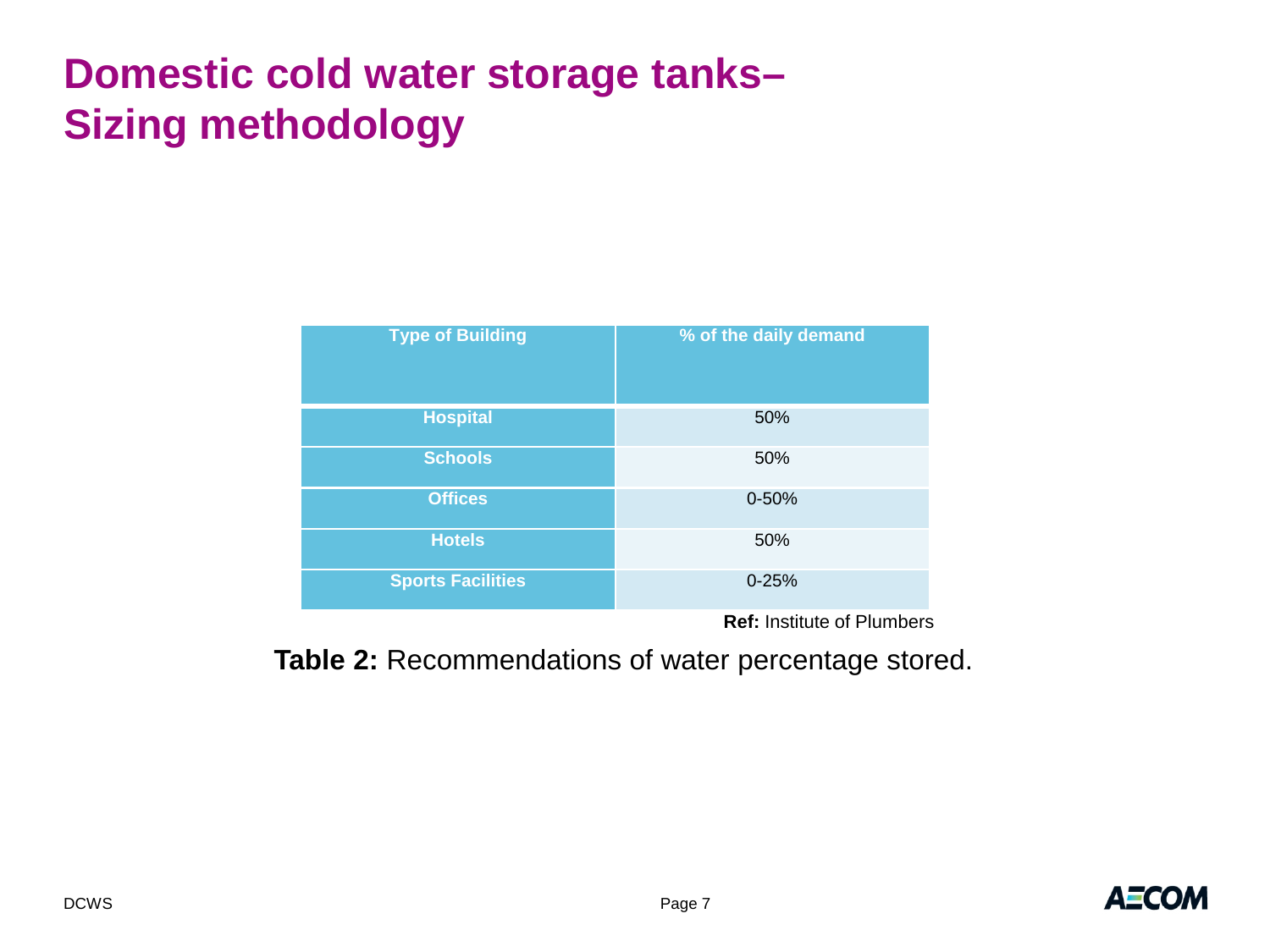# Domestic cold water storage tanks– Sizing methodology

| Type of Building | % of the daily demand |
| --- | --- |
| **Hospital** | 50% |
| **Schools** | 50% |
| **Offices** | 0-50% |
| **Hotels** | 50% |
| **Sports Facilities** | 0-25% |

**Ref:** Institute of Plumbers

**Table 2:** Recommendations of water percentage stored.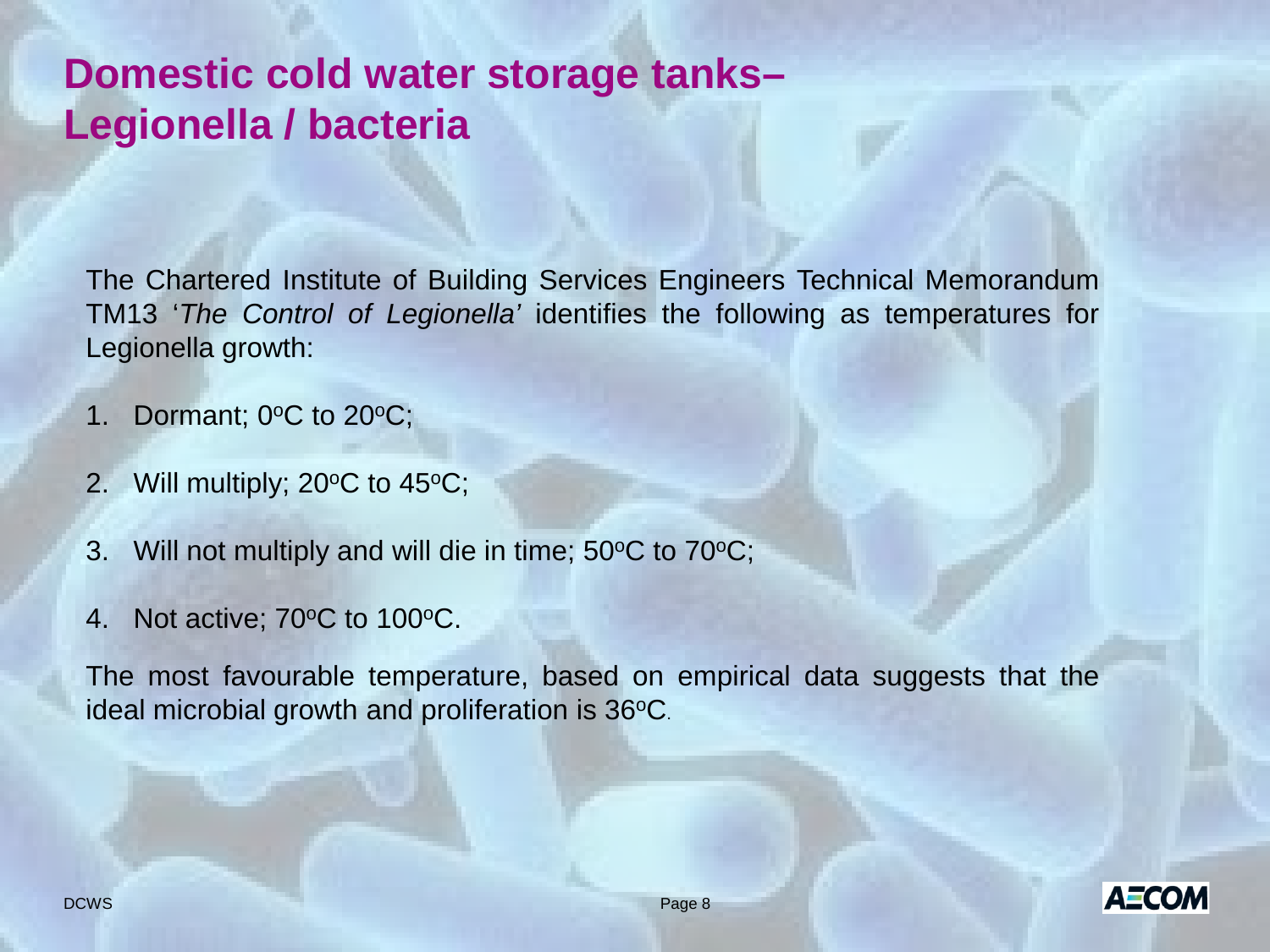# Domestic cold water storage tanks– Legionella / bacteria

The Chartered Institute of Building Services Engineers Technical Memorandum TM13 '*The Control of Legionella*' identifies the following as temperatures for Legionella growth:

1. Dormant; $0^oC$ to $20^oC$;
2. Will multiply; $20^oC$ to $45^oC$;
3. Will not multiply and will die in time; $50^oC$ to $70^oC$;
4. Not active; $70^oC$ to $100^oC$.

The most favourable temperature, based on empirical data suggests that the ideal microbial growth and proliferation is $36^oC$.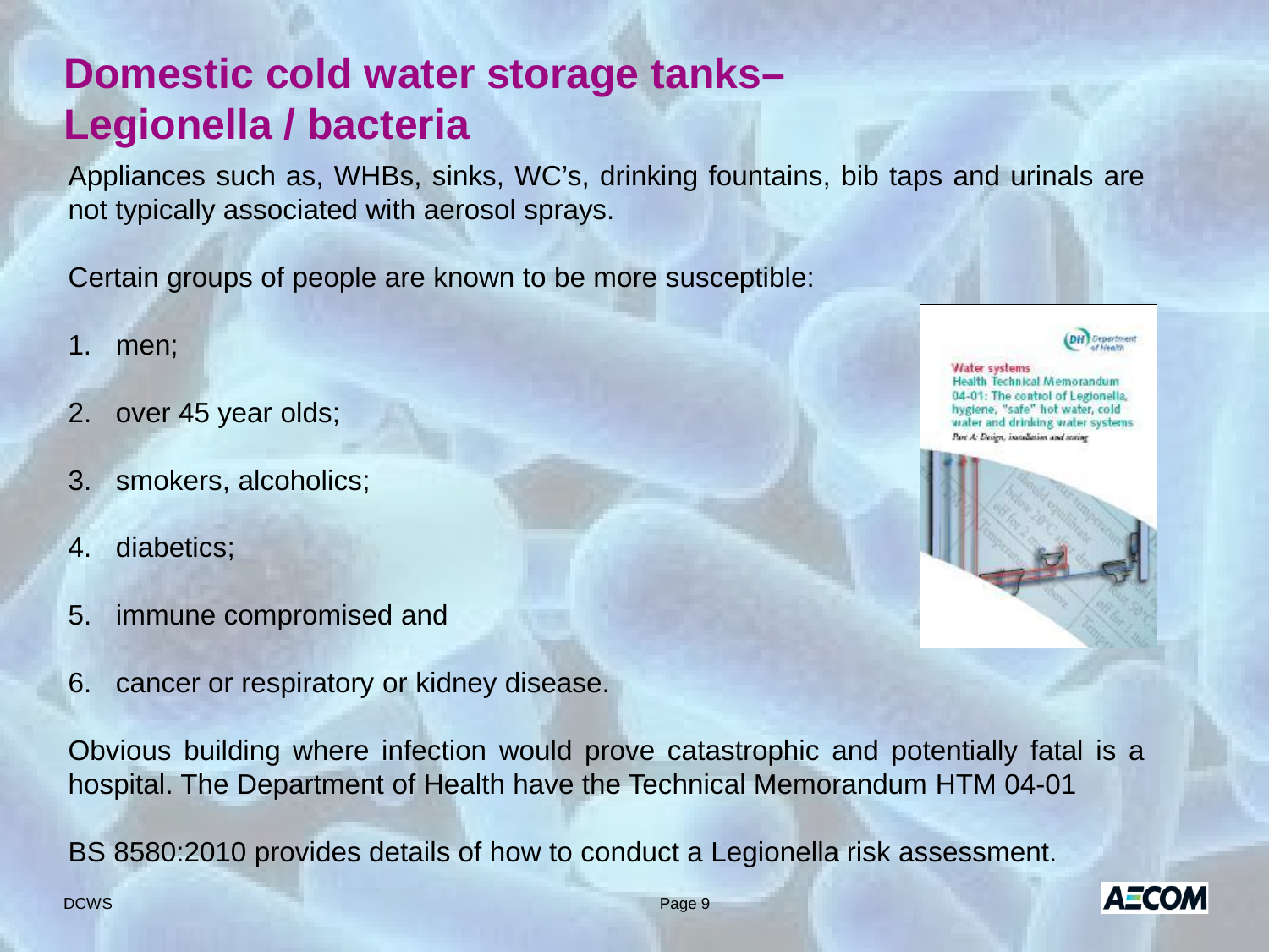# Domestic cold water storage tanks– Legionella / bacteria

Appliances such as, WHBs, sinks, WC's, drinking fountains, bib taps and urinals are not typically associated with aerosol sprays.

Certain groups of people are known to be more susceptible:

1. men;
2. over 45 year olds;
3. smokers, alcoholics;
4. diabetics;
5. immune compromised and
6. cancer or respiratory or kidney disease.

Obvious building where infection would prove catastrophic and potentially fatal is a hospital. The Department of Health have the Technical Memorandum HTM 04-01

BS 8580:2010 provides details of how to conduct a Legionella risk assessment.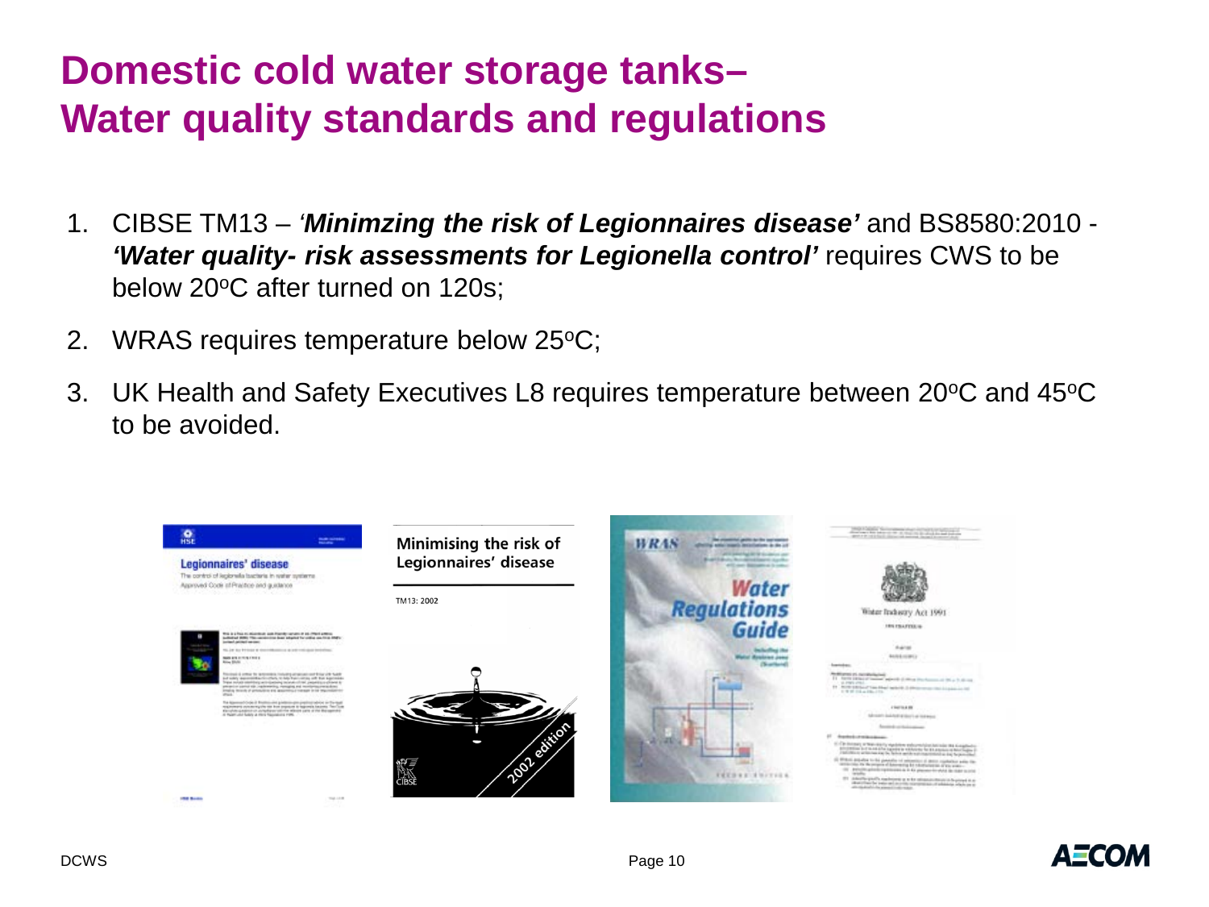# Domestic cold water storage tanks– Water quality standards and regulations

1. CIBSE TM13 – '***Minimzing the risk of Legionnaires disease'*** and BS8580:2010 - ***'Water quality- risk assessments for Legionella control'*** requires CWS to be below 20$^{o}$C after turned on 120s;
2. WRAS requires temperature below 25$^{o}$C;
3. UK Health and Safety Executives L8 requires temperature between 20$^{o}$C and 45$^{o}$C to be avoided.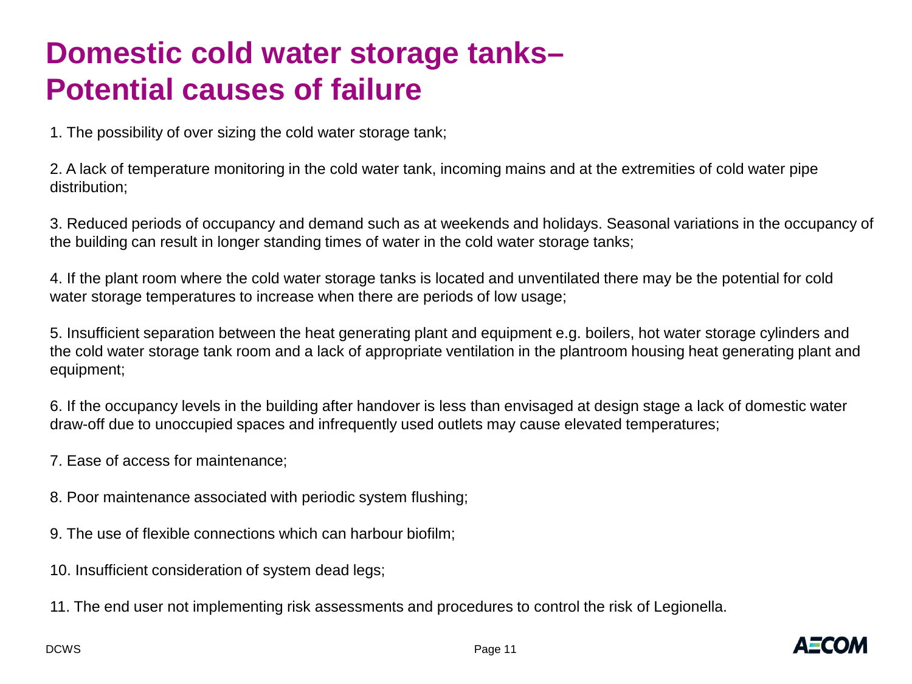# Domestic cold water storage tanks– Potential causes of failure

1. The possibility of over sizing the cold water storage tank;

2. A lack of temperature monitoring in the cold water tank, incoming mains and at the extremities of cold water pipe distribution;

3. Reduced periods of occupancy and demand such as at weekends and holidays. Seasonal variations in the occupancy of the building can result in longer standing times of water in the cold water storage tanks;

4. If the plant room where the cold water storage tanks is located and unventilated there may be the potential for cold water storage temperatures to increase when there are periods of low usage;

5. Insufficient separation between the heat generating plant and equipment e.g. boilers, hot water storage cylinders and the cold water storage tank room and a lack of appropriate ventilation in the plantroom housing heat generating plant and equipment;

6. If the occupancy levels in the building after handover is less than envisaged at design stage a lack of domestic water draw-off due to unoccupied spaces and infrequently used outlets may cause elevated temperatures;

7. Ease of access for maintenance;

8. Poor maintenance associated with periodic system flushing;

9. The use of flexible connections which can harbour biofilm;

10. Insufficient consideration of system dead legs;

11. The end user not implementing risk assessments and procedures to control the risk of Legionella.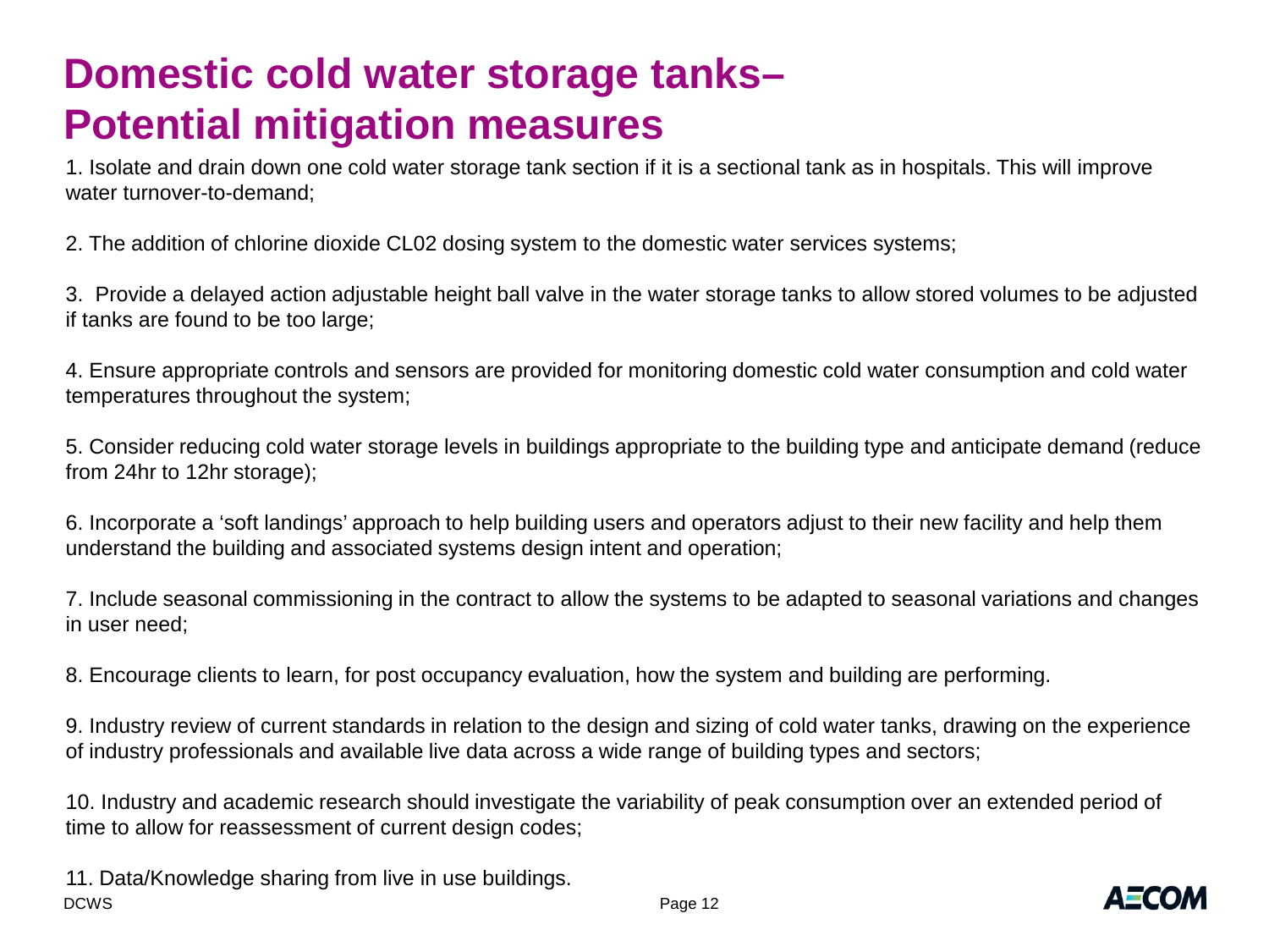# Domestic cold water storage tanks– Potential mitigation measures

1. Isolate and drain down one cold water storage tank section if it is a sectional tank as in hospitals. This will improve water turnover-to-demand;

2. The addition of chlorine dioxide CL02 dosing system to the domestic water services systems;

3. Provide a delayed action adjustable height ball valve in the water storage tanks to allow stored volumes to be adjusted if tanks are found to be too large;

4. Ensure appropriate controls and sensors are provided for monitoring domestic cold water consumption and cold water temperatures throughout the system;

5. Consider reducing cold water storage levels in buildings appropriate to the building type and anticipate demand (reduce from 24hr to 12hr storage);

6. Incorporate a 'soft landings' approach to help building users and operators adjust to their new facility and help them understand the building and associated systems design intent and operation;

7. Include seasonal commissioning in the contract to allow the systems to be adapted to seasonal variations and changes in user need;

8. Encourage clients to learn, for post occupancy evaluation, how the system and building are performing.

9. Industry review of current standards in relation to the design and sizing of cold water tanks, drawing on the experience of industry professionals and available live data across a wide range of building types and sectors;

10. Industry and academic research should investigate the variability of peak consumption over an extended period of time to allow for reassessment of current design codes;

11. Data/Knowledge sharing from live in use buildings.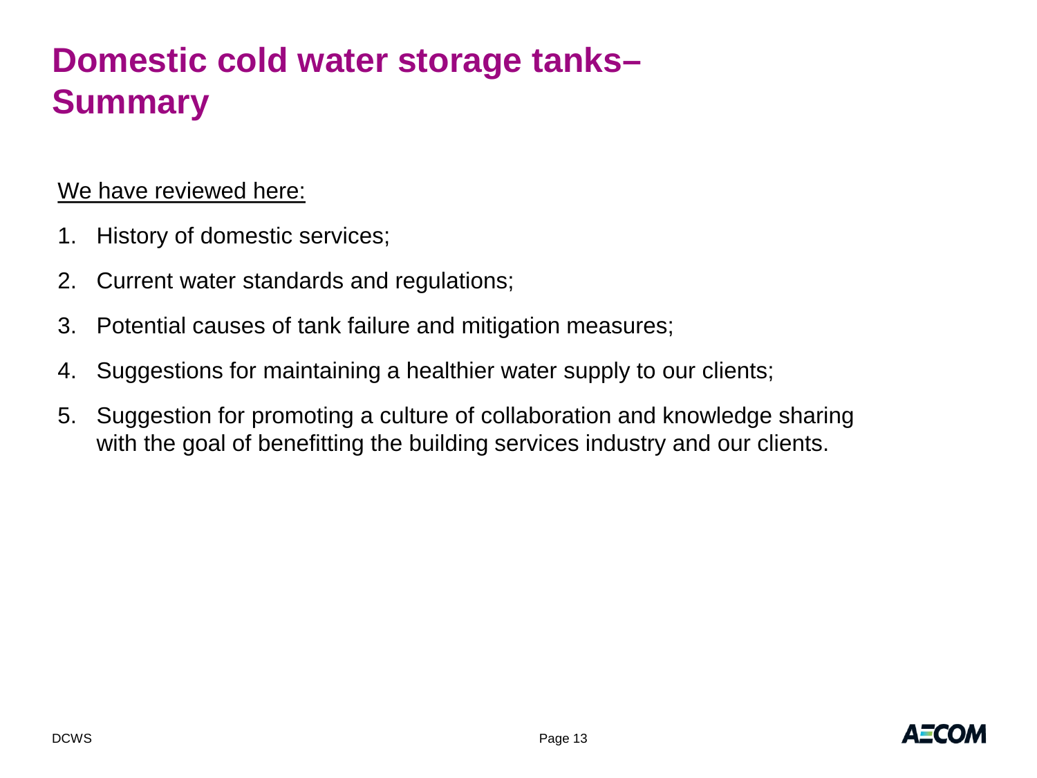# Domestic cold water storage tanks– Summary

<u>We have reviewed here:</u>

1. History of domestic services;
2. Current water standards and regulations;
3. Potential causes of tank failure and mitigation measures;
4. Suggestions for maintaining a healthier water supply to our clients;
5. Suggestion for promoting a culture of collaboration and knowledge sharing with the goal of benefitting the building services industry and our clients.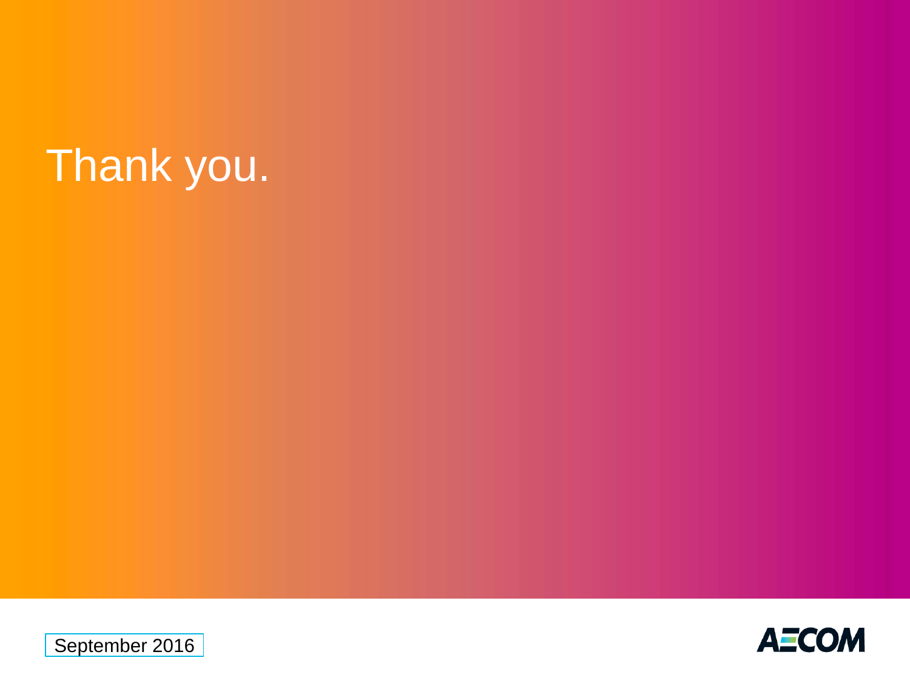# Thank you.

September 2016

AECOM